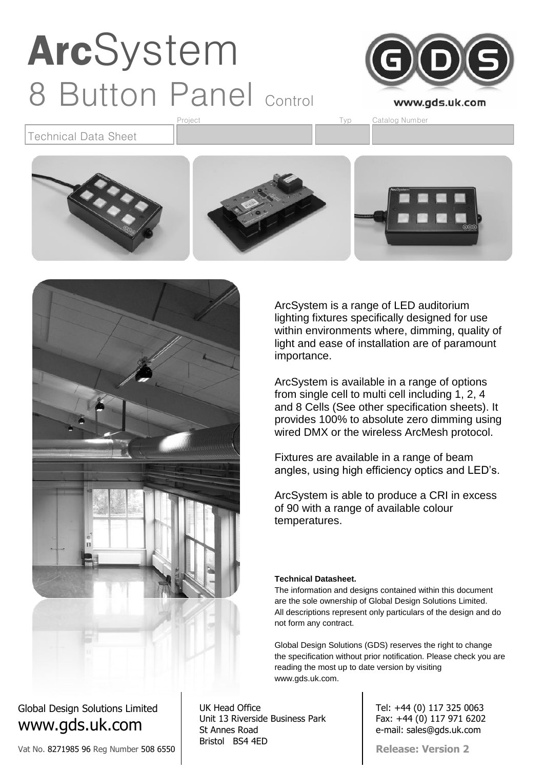# **Arc**System

# 8 Button Panel Control

www.gds.uk.com

| Technical Data Sheet | Project | Typ | Catalog Number |
|---|---|---|---|
| | | | |

ArcSystem is a range of LED auditorium lighting fixtures specifically designed for use within environments where, dimming, quality of light and ease of installation are of paramount importance.

ArcSystem is available in a range of options from single cell to multi cell including 1, 2, 4 and 8 Cells (See other specification sheets). It provides 100% to absolute zero dimming using wired DMX or the wireless ArcMesh protocol.

Fixtures are available in a range of beam angles, using high efficiency optics and LED's.

ArcSystem is able to produce a CRI in excess of 90 with a range of available colour temperatures.

**Technical Datasheet.**

The information and designs contained within this document are the sole ownership of Global Design Solutions Limited. All descriptions represent only particulars of the design and do not form any contract.

Global Design Solutions (GDS) reserves the right to change the specification without prior notification. Please check you are reading the most up to date version by visiting www.gds.uk.com.

Global Design Solutions Limited
www.gds.uk.com

Vat No. 8271985 96 Reg Number 508 6550

UK Head Office
Unit 13 Riverside Business Park
St Annes Road
Bristol BS4 4ED

Tel: +44 (0) 117 325 0063
Fax: +44 (0) 117 971 6202
e-mail: sales@gds.uk.com

**Release: Version 2**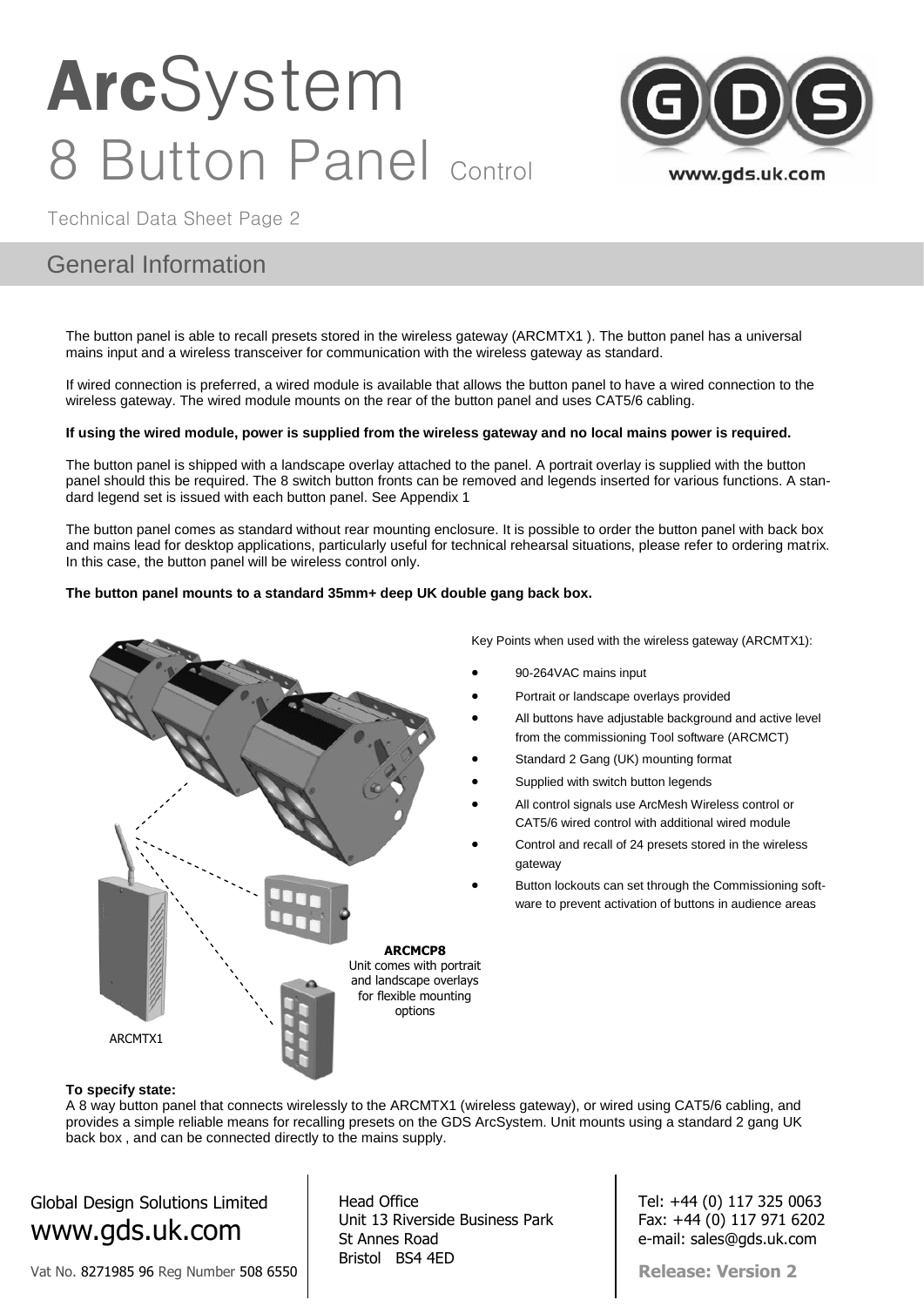# **Arc**System 8 Button Panel Control

Technical Data Sheet Page 2

## General Information

The button panel is able to recall presets stored in the wireless gateway (ARCMTX1 ). The button panel has a universal mains input and a wireless transceiver for communication with the wireless gateway as standard.

If wired connection is preferred, a wired module is available that allows the button panel to have a wired connection to the wireless gateway. The wired module mounts on the rear of the button panel and uses CAT5/6 cabling.

**If using the wired module, power is supplied from the wireless gateway and no local mains power is required.**

The button panel is shipped with a landscape overlay attached to the panel. A portrait overlay is supplied with the button panel should this be required. The 8 switch button fronts can be removed and legends inserted for various functions. A standard legend set is issued with each button panel. See Appendix 1

The button panel comes as standard without rear mounting enclosure. It is possible to order the button panel with back box and mains lead for desktop applications, particularly useful for technical rehearsal situations, please refer to ordering matrix. In this case, the button panel will be wireless control only.

**The button panel mounts to a standard 35mm+ deep UK double gang back box.**

Key Points when used with the wireless gateway (ARCMTX1):

- 90-264VAC mains input
- Portrait or landscape overlays provided
- All buttons have adjustable background and active level from the commissioning Tool software (ARCMCT)
- Standard 2 Gang (UK) mounting format
- Supplied with switch button legends
- All control signals use ArcMesh Wireless control or CAT5/6 wired control with additional wired module
- Control and recall of 24 presets stored in the wireless gateway
- Button lockouts can set through the Commissioning software to prevent activation of buttons in audience areas

**ARCMCP8**
Unit comes with portrait and landscape overlays for flexible mounting options

ARCMTX1

**To specify state:**
A 8 way button panel that connects wirelessly to the ARCMTX1 (wireless gateway), or wired using CAT5/6 cabling, and provides a simple reliable means for recalling presets on the GDS ArcSystem. Unit mounts using a standard 2 gang UK back box , and can be connected directly to the mains supply.

Global Design Solutions Limited
www.gds.uk.com
Vat No. 8271985 96 Reg Number 508 6550

Head Office
Unit 13 Riverside Business Park
St Annes Road
Bristol BS4 4ED

Tel: +44 (0) 117 325 0063
Fax: +44 (0) 117 971 6202
e-mail: sales@gds.uk.com

**Release: Version 2**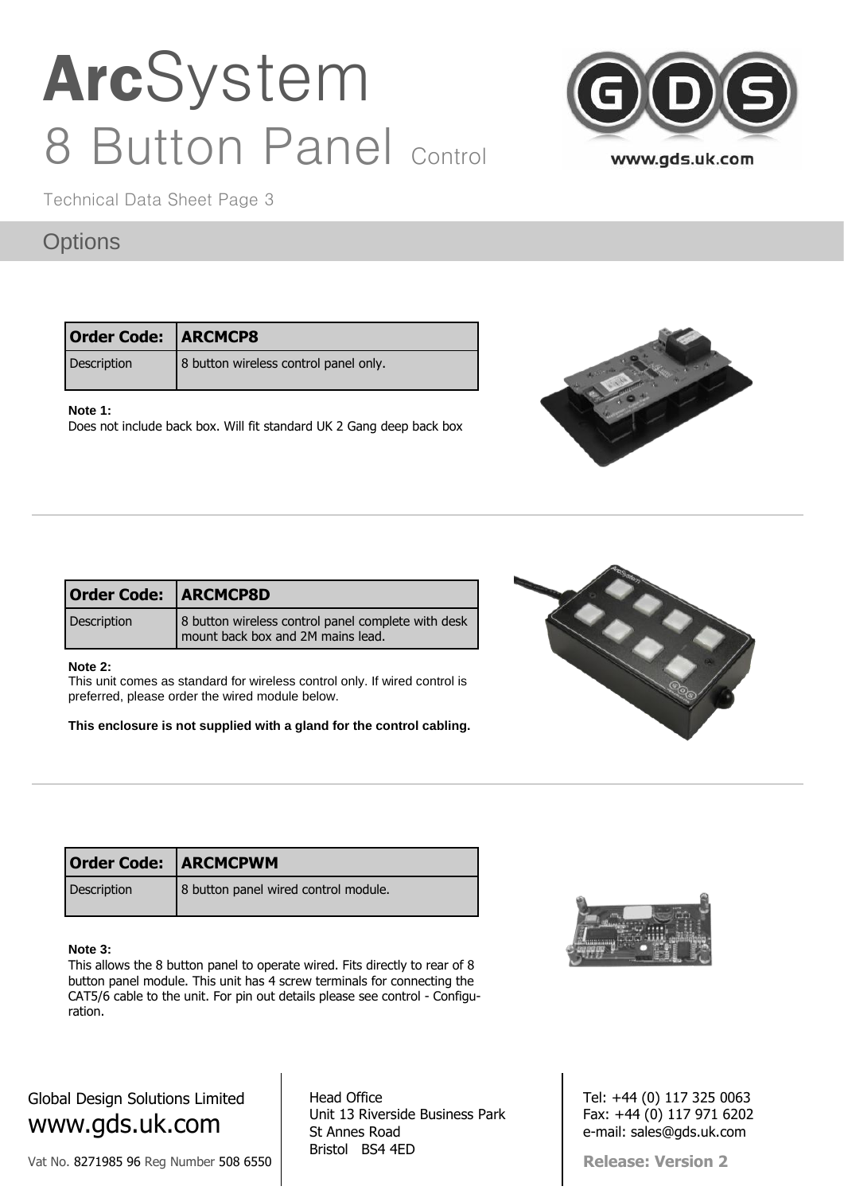# ArcSystem
# 8 Button Panel Control

Technical Data Sheet Page 3

## Options

| Order Code: | ARCMCP8 |
| --- | --- |
| Description | 8 button wireless control panel only. |

**Note 1:**
Does not include back box. Will fit standard UK 2 Gang deep back box

| Order Code: | ARCMCP8D |
| --- | --- |
| Description | 8 button wireless control panel complete with desk mount back box and 2M mains lead. |

**Note 2:**
This unit comes as standard for wireless control only. If wired control is preferred, please order the wired module below.

**This enclosure is not supplied with a gland for the control cabling.**

| Order Code: | ARCMCPWM |
| --- | --- |
| Description | 8 button panel wired control module. |

**Note 3:**
This allows the 8 button panel to operate wired. Fits directly to rear of 8 button panel module. This unit has 4 screw terminals for connecting the CAT5/6 cable to the unit. For pin out details please see control - Configuration.

Global Design Solutions Limited
www.gds.uk.com

Vat No. 8271985 96 Reg Number 508 6550

Head Office
Unit 13 Riverside Business Park
St Annes Road
Bristol BS4 4ED

Tel: +44 (0) 117 325 0063
Fax: +44 (0) 117 971 6202
e-mail: sales@gds.uk.com

**Release: Version 2**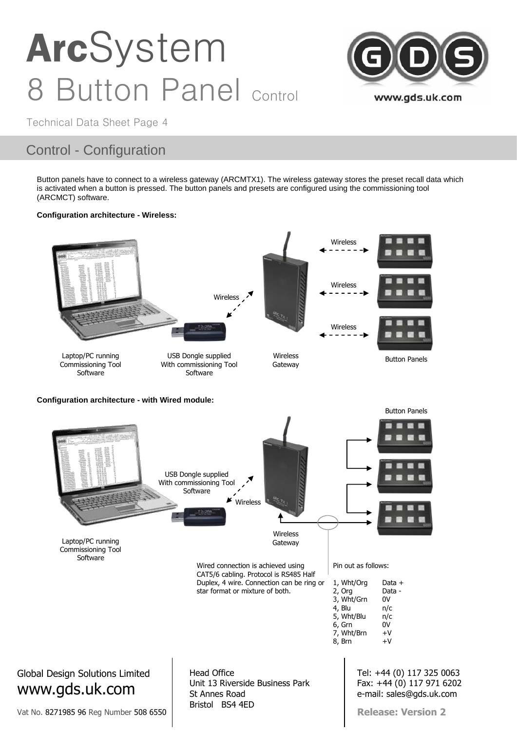# ArcSystem
# 8 Button Panel Control

Technical Data Sheet Page 4

## Control - Configuration

Button panels have to connect to a wireless gateway (ARCMTX1). The wireless gateway stores the preset recall data which is activated when a button is pressed. The button panels and presets are configured using the commissioning tool (ARCMCT) software.

**Configuration architecture - Wireless:**

Wireless

Wireless

Wireless

Wireless

Laptop/PC running Commissioning Tool Software

USB Dongle supplied With commissioning Tool Software

Wireless Gateway

Button Panels

**Configuration architecture - with Wired module:**

Button Panels

USB Dongle supplied With commissioning Tool Software

Wireless

Wireless Gateway

Laptop/PC running Commissioning Tool Software

Wired connection is achieved using CAT5/6 cabling. Protocol is RS485 Half Duplex, 4 wire. Connection can be ring or star format or mixture of both.

Pin out as follows:

| Pin | Function |
|---|---|
| 1, Wht/Org | Data + |
| 2, Org | Data - |
| 3, Wht/Grn | 0V |
| 4, Blu | n/c |
| 5, Wht/Blu | n/c |
| 6, Grn | 0V |
| 7, Wht/Brn | +V |
| 8, Brn | +V |

Global Design Solutions Limited
www.gds.uk.com

Vat No. 8271985 96 Reg Number 508 6550

Head Office
Unit 13 Riverside Business Park
St Annes Road
Bristol BS4 4ED

Tel: +44 (0) 117 325 0063
Fax: +44 (0) 117 971 6202
e-mail: sales@gds.uk.com

**Release: Version 2**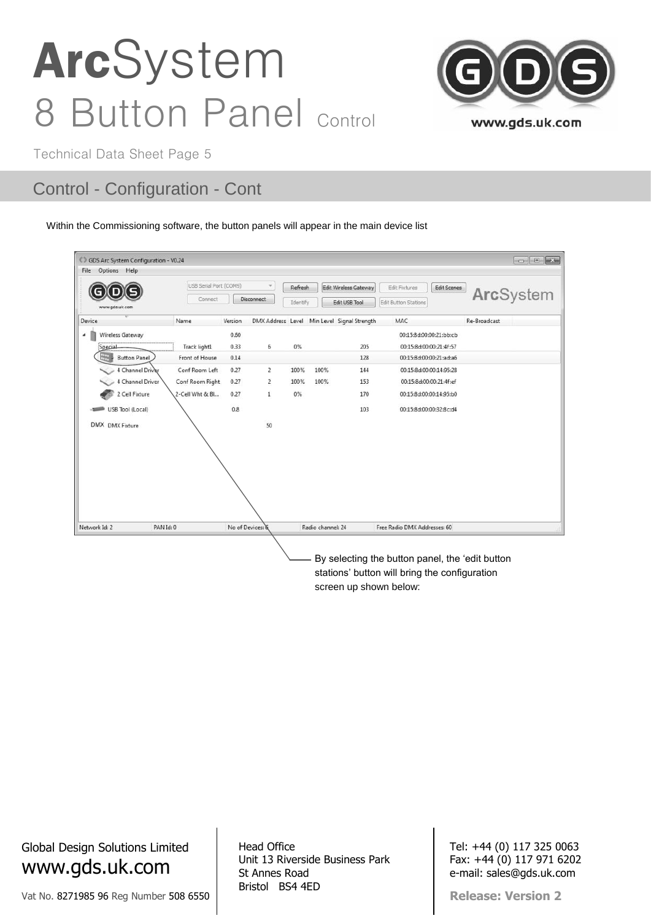# ArcSystem 8 Button Panel Control

Technical Data Sheet Page 5

## Control - Configuration - Cont

Within the Commissioning software, the button panels will appear in the main device list

By selecting the button panel, the 'edit button stations' button will bring the configuration screen up shown below:

Global Design Solutions Limited
www.gds.uk.com

Vat No. 8271985 96 Reg Number 508 6550

Head Office
Unit 13 Riverside Business Park
St Annes Road
Bristol BS4 4ED

Tel: +44 (0) 117 325 0063
Fax: +44 (0) 117 971 6202
e-mail: sales@gds.uk.com

**Release: Version 2**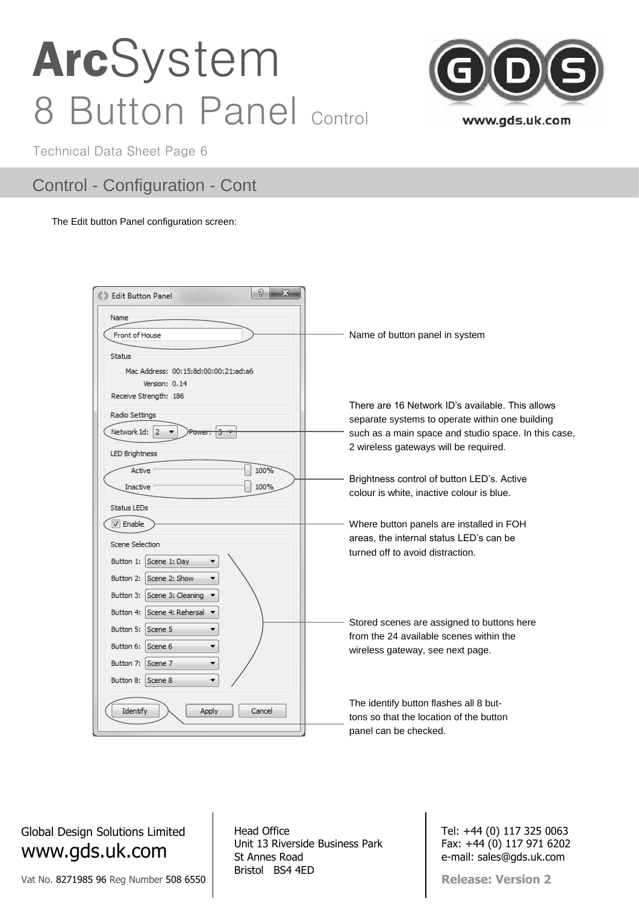# ArcSystem

# 8 Button Panel Control

Technical Data Sheet Page 6

## Control - Configuration - Cont

The Edit button Panel configuration screen:

Edit Button Panel

Name

Front of House

Status

Mac Address: 00:15:8d:00:00:21:ad:a6

Version: 0.14

Receive Strength: 186

Radio Settings

Network Id: 2 Power: 3

LED Brightness

Active 100%

Inactive 100%

Status LEDs

Enable

Scene Selection

Button 1: Scene 1: Day

Button 2: Scene 2: Show

Button 3: Scene 3: Cleaning

Button 4: Scene 4: Rehersal

Button 5: Scene 5

Button 6: Scene 6

Button 7: Scene 7

Button 8: Scene 8

Identify Apply Cancel

Name of button panel in system

There are 16 Network ID's available. This allows separate systems to operate within one building such as a main space and studio space. In this case, 2 wireless gateways will be required.

Brightness control of button LED's. Active colour is white, inactive colour is blue.

Where button panels are installed in FOH areas, the internal status LED's can be turned off to avoid distraction.

Stored scenes are assigned to buttons here from the 24 available scenes within the wireless gateway, see next page.

The identify button flashes all 8 buttons so that the location of the button panel can be checked.

Global Design Solutions Limited
www.gds.uk.com
Vat No. 8271985 96 Reg Number 508 6550

Head Office
Unit 13 Riverside Business Park
St Annes Road
Bristol BS4 4ED

Tel: +44 (0) 117 325 0063
Fax: +44 (0) 117 971 6202
e-mail: sales@gds.uk.com

Release: Version 2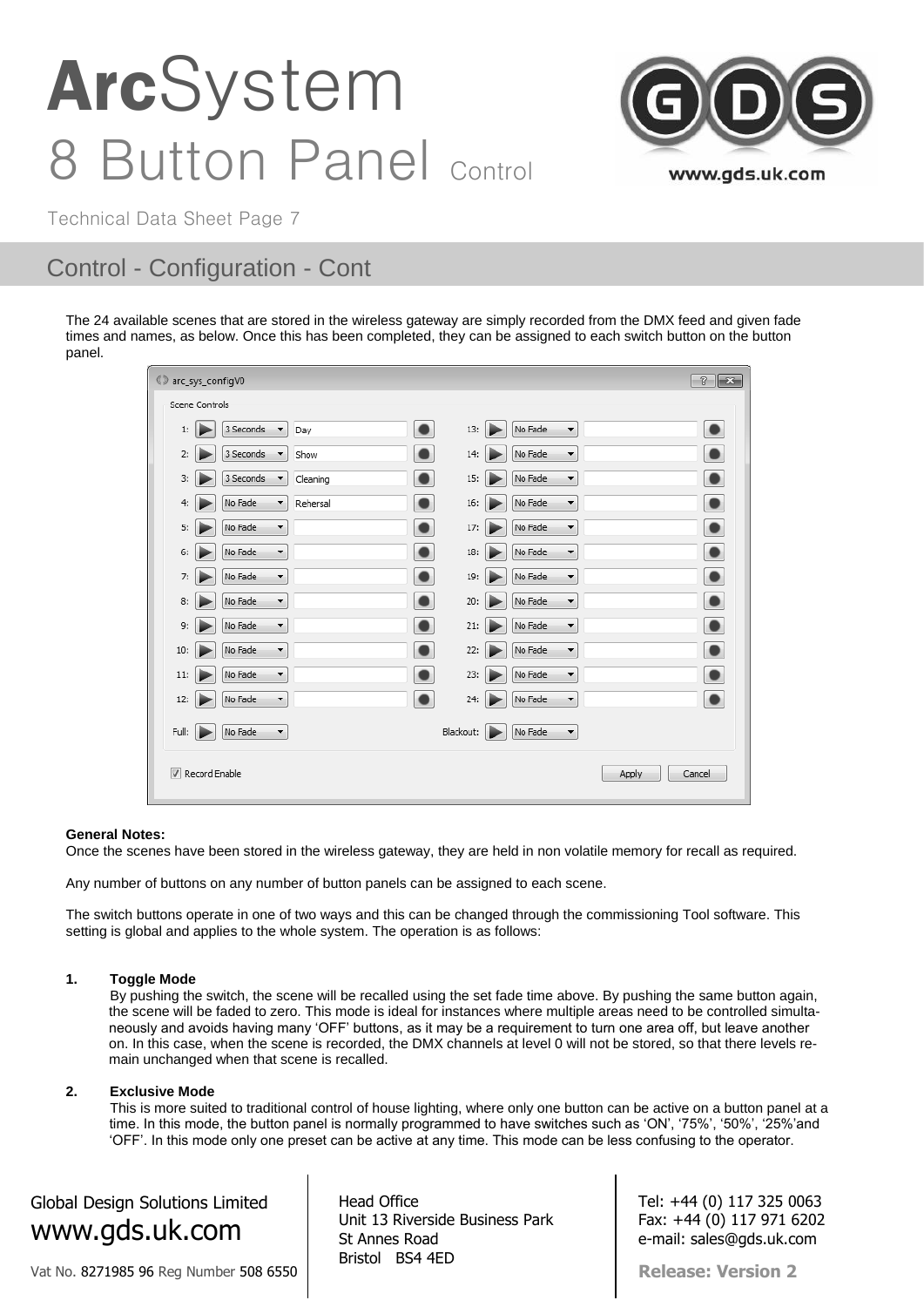## Control - Configuration - Cont

The 24 available scenes that are stored in the wireless gateway are simply recorded from the DMX feed and given fade times and names, as below. Once this has been completed, they can be assigned to each switch button on the button panel.

**arc_sys_configV0**

Scene Controls

| Scene | Fade | Name | Scene | Fade | Name |
|---|---|---|---|---|---|
| 1: | 3 Seconds | Day | 13: | No Fade | |
| 2: | 3 Seconds | Show | 14: | No Fade | |
| 3: | 3 Seconds | Cleaning | 15: | No Fade | |
| 4: | No Fade | Rehersal | 16: | No Fade | |
| 5: | No Fade | | 17: | No Fade | |
| 6: | No Fade | | 18: | No Fade | |
| 7: | No Fade | | 19: | No Fade | |
| 8: | No Fade | | 20: | No Fade | |
| 9: | No Fade | | 21: | No Fade | |
| 10: | No Fade | | 22: | No Fade | |
| 11: | No Fade | | 23: | No Fade | |
| 12: | No Fade | | 24: | No Fade | |
| Full: | No Fade | | Blackout: | No Fade | |

☑ Record Enable — Apply — Cancel

**General Notes:**

Once the scenes have been stored in the wireless gateway, they are held in non volatile memory for recall as required.

Any number of buttons on any number of button panels can be assigned to each scene.

The switch buttons operate in one of two ways and this can be changed through the commissioning Tool software. This setting is global and applies to the whole system. The operation is as follows:

1. **Toggle Mode**
   By pushing the switch, the scene will be recalled using the set fade time above. By pushing the same button again, the scene will be faded to zero. This mode is ideal for instances where multiple areas need to be controlled simulta-neously and avoids having many 'OFF' buttons, as it may be a requirement to turn one area off, but leave another on. In this case, when the scene is recorded, the DMX channels at level 0 will not be stored, so that there levels re-main unchanged when that scene is recalled.

2. **Exclusive Mode**
   This is more suited to traditional control of house lighting, where only one button can be active on a button panel at a time. In this mode, the button panel is normally programmed to have switches such as 'ON', '75%', '50%', '25%'and 'OFF'. In this mode only one preset can be active at any time. This mode can be less confusing to the operator.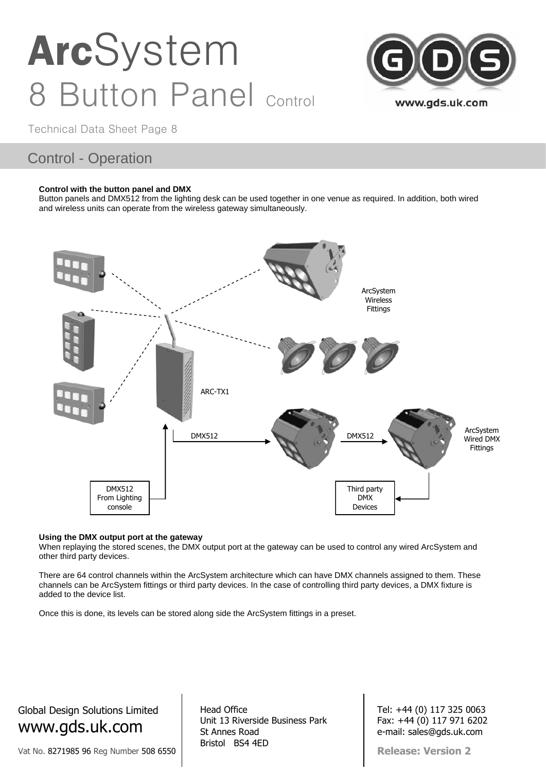# ArcSystem 8 Button Panel Control

Technical Data Sheet Page 8

## Control - Operation

**Control with the button panel and DMX**
Button panels and DMX512 from the lighting desk can be used together in one venue as required. In addition, both wired and wireless units can operate from the wireless gateway simultaneously.

ArcSystem Wireless Fittings

ARC-TX1

DMX512

DMX512

ArcSystem Wired DMX Fittings

DMX512 From Lighting console

Third party DMX Devices

**Using the DMX output port at the gateway**
When replaying the stored scenes, the DMX output port at the gateway can be used to control any wired ArcSystem and other third party devices.

There are 64 control channels within the ArcSystem architecture which can have DMX channels assigned to them. These channels can be ArcSystem fittings or third party devices. In the case of controlling third party devices, a DMX fixture is added to the device list.

Once this is done, its levels can be stored along side the ArcSystem fittings in a preset.

Global Design Solutions Limited
www.gds.uk.com

Vat No. 8271985 96 Reg Number 508 6550

Head Office
Unit 13 Riverside Business Park
St Annes Road
Bristol BS4 4ED

Tel: +44 (0) 117 325 0063
Fax: +44 (0) 117 971 6202
e-mail: sales@gds.uk.com

**Release: Version 2**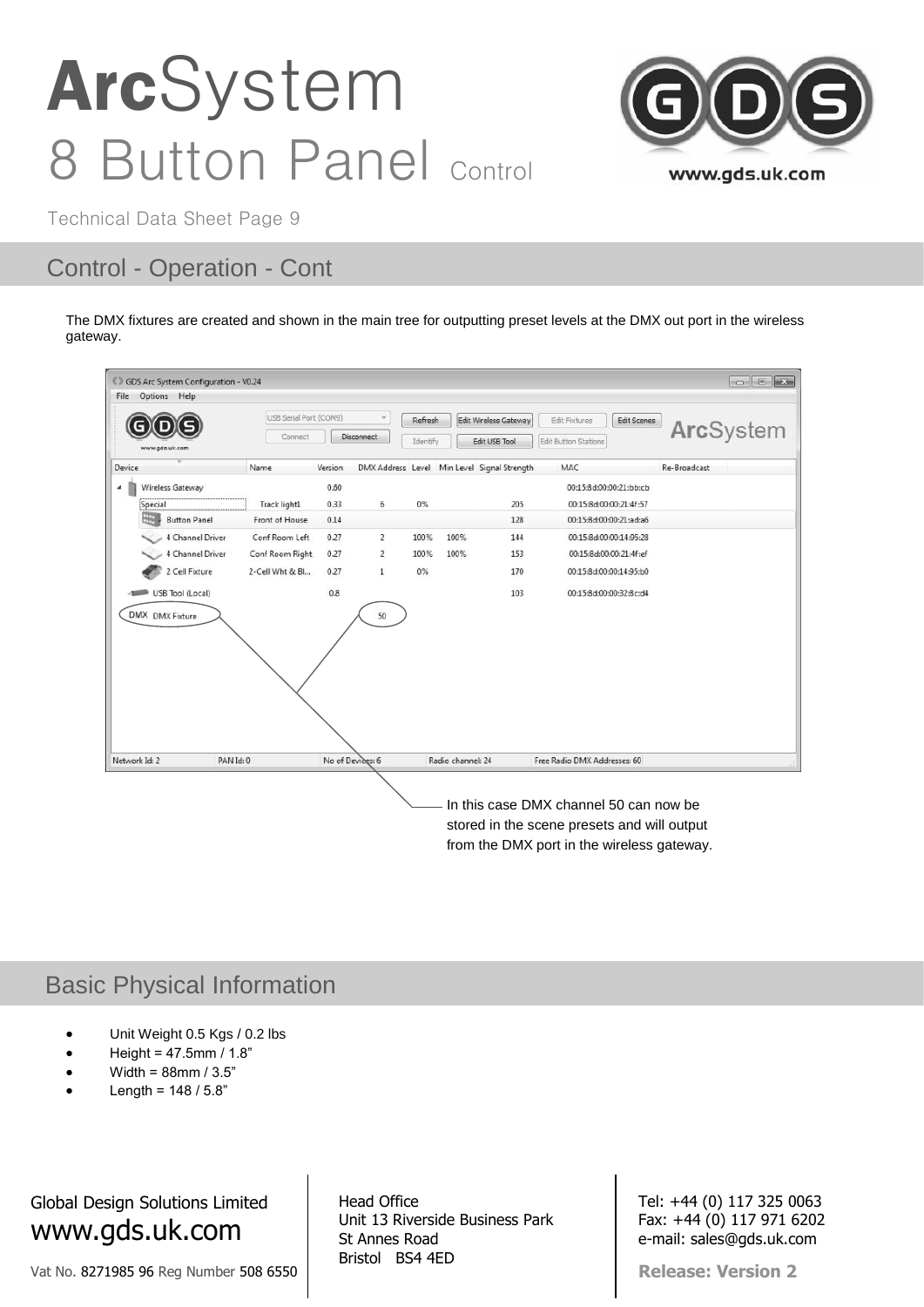# ArcSystem
# 8 Button Panel Control

Technical Data Sheet Page 9

## Control - Operation - Cont

The DMX fixtures are created and shown in the main tree for outputting preset levels at the DMX out port in the wireless gateway.

In this case DMX channel 50 can now be stored in the scene presets and will output from the DMX port in the wireless gateway.

## Basic Physical Information

- Unit Weight 0.5 Kgs / 0.2 lbs
- Height = 47.5mm / 1.8”
- Width = 88mm / 3.5”
- Length = 148 / 5.8”

Global Design Solutions Limited
www.gds.uk.com

Vat No. 8271985 96 Reg Number 508 6550

Head Office
Unit 13 Riverside Business Park
St Annes Road
Bristol BS4 4ED

Tel: +44 (0) 117 325 0063
Fax: +44 (0) 117 971 6202
e-mail: sales@gds.uk.com

**Release: Version 2**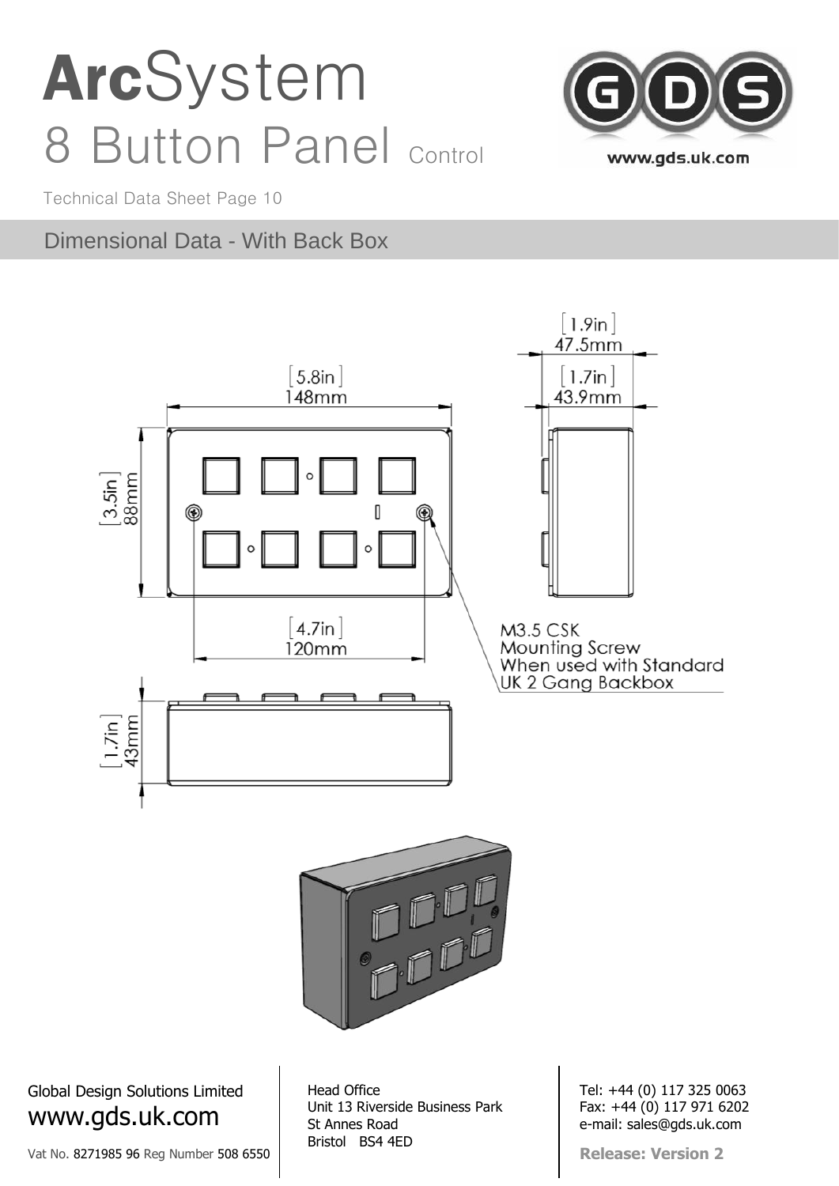# ArcSystem

## 8 Button Panel Control

Technical Data Sheet Page 10

### Dimensional Data - With Back Box

[1.9in]
47.5mm

[1.7in]
43.9mm

[5.8in]
148mm

[3.5in]
88mm

[4.7in]
120mm

M3.5 CSK
Mounting Screw
When used with Standard
UK 2 Gang Backbox

[1.7in]
43mm

Global Design Solutions Limited
www.gds.uk.com

Vat No. 8271985 96 Reg Number 508 6550

Head Office
Unit 13 Riverside Business Park
St Annes Road
Bristol BS4 4ED

Tel: +44 (0) 117 325 0063
Fax: +44 (0) 117 971 6202
e-mail: sales@gds.uk.com

**Release: Version 2**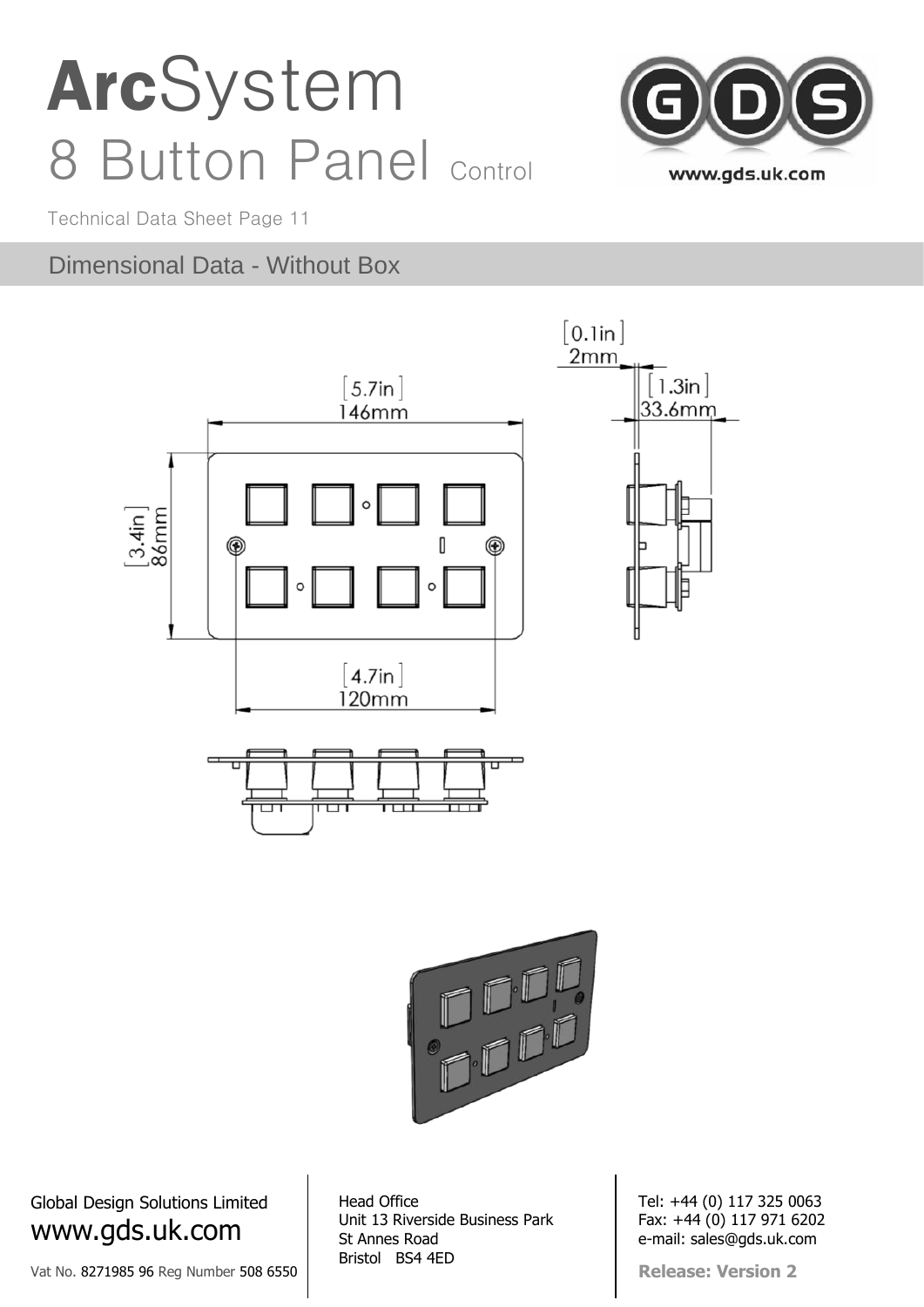# ArcSystem

## 8 Button Panel Control

Technical Data Sheet Page 11

### Dimensional Data - Without Box

[5.7in]
146mm

[3.4in]
86mm

[4.7in]
120mm

[0.1in]
2mm

[1.3in]
33.6mm

Global Design Solutions Limited
www.gds.uk.com

Vat No. 8271985 96 Reg Number 508 6550

Head Office
Unit 13 Riverside Business Park
St Annes Road
Bristol BS4 4ED

Tel: +44 (0) 117 325 0063
Fax: +44 (0) 117 971 6202
e-mail: sales@gds.uk.com

**Release: Version 2**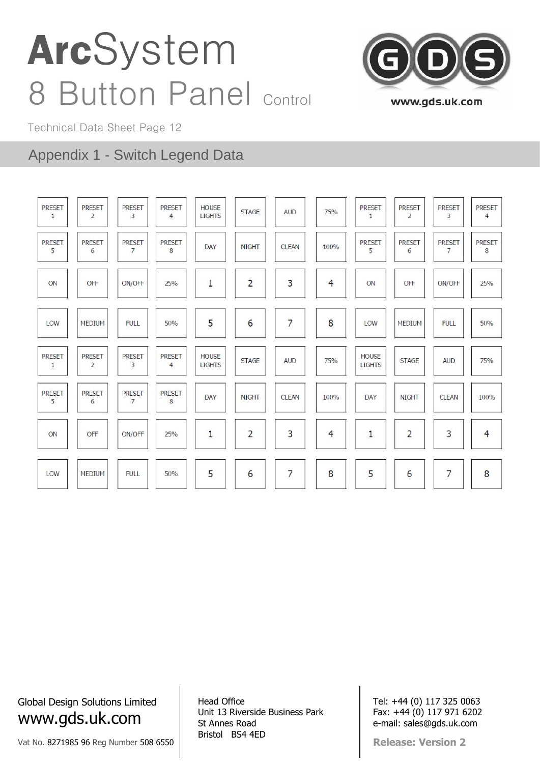# ArcSystem
## 8 Button Panel Control

Technical Data Sheet Page 12

## Appendix 1 - Switch Legend Data

| | | | | | | | | | | | |
|---|---|---|---|---|---|---|---|---|---|---|---|
| PRESET 1 | PRESET 2 | PRESET 3 | PRESET 4 | HOUSE LIGHTS | STAGE | AUD | 75% | PRESET 1 | PRESET 2 | PRESET 3 | PRESET 4 |
| PRESET 5 | PRESET 6 | PRESET 7 | PRESET 8 | DAY | NIGHT | CLEAN | 100% | PRESET 5 | PRESET 6 | PRESET 7 | PRESET 8 |
| ON | OFF | ON/OFF | 25% | 1 | 2 | 3 | 4 | ON | OFF | ON/OFF | 25% |
| LOW | MEDIUM | FULL | 50% | 5 | 6 | 7 | 8 | LOW | MEDIUM | FULL | 50% |
| PRESET 1 | PRESET 2 | PRESET 3 | PRESET 4 | HOUSE LIGHTS | STAGE | AUD | 75% | HOUSE LIGHTS | STAGE | AUD | 75% |
| PRESET 5 | PRESET 6 | PRESET 7 | PRESET 8 | DAY | NIGHT | CLEAN | 100% | DAY | NIGHT | CLEAN | 100% |
| ON | OFF | ON/OFF | 25% | 1 | 2 | 3 | 4 | 1 | 2 | 3 | 4 |
| LOW | MEDIUM | FULL | 50% | 5 | 6 | 7 | 8 | 5 | 6 | 7 | 8 |

Global Design Solutions Limited
www.gds.uk.com
Vat No. 8271985 96 Reg Number 508 6550

Head Office
Unit 13 Riverside Business Park
St Annes Road
Bristol BS4 4ED

Tel: +44 (0) 117 325 0063
Fax: +44 (0) 117 971 6202
e-mail: sales@gds.uk.com

**Release: Version 2**